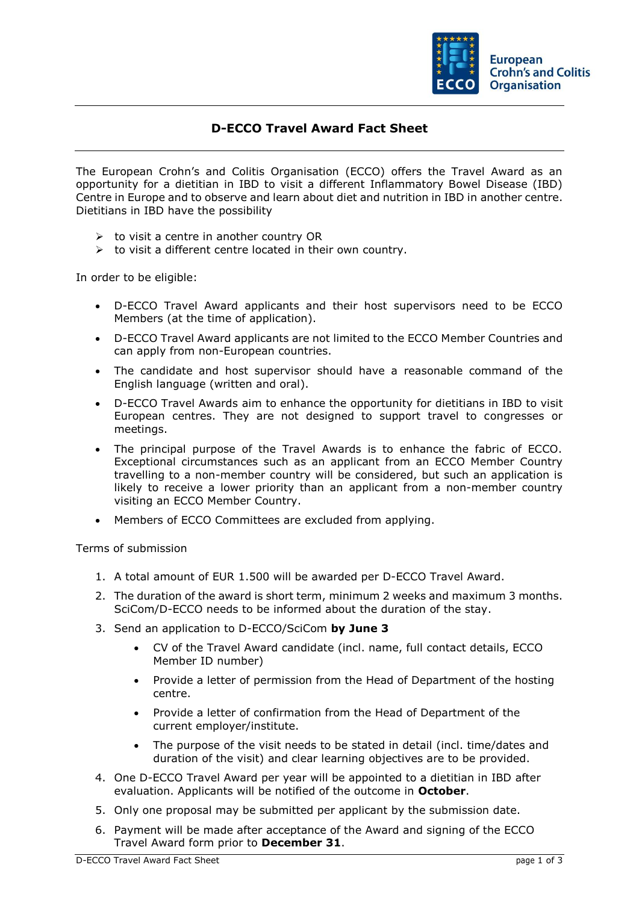# D-ECCO Travel Award Fact Sheet

The European Crohn's and Colitis Organisation (ECCO) offers the Travel Award as an opportunity for a dietitian in IBD to visit a different Inflammatory Bowel Disease (IBD) Centre in Europe and to observe and learn about diet and nutrition in IBD in another centre. Dietitians in IBD have the possibility

- to visit a centre in another country OR
- to visit a different centre located in their own country.

In order to be eligible:

- D-ECCO Travel Award applicants and their host supervisors need to be ECCO Members (at the time of application).
- D-ECCO Travel Award applicants are not limited to the ECCO Member Countries and can apply from non-European countries.
- The candidate and host supervisor should have a reasonable command of the English language (written and oral).
- D-ECCO Travel Awards aim to enhance the opportunity for dietitians in IBD to visit European centres. They are not designed to support travel to congresses or meetings.
- The principal purpose of the Travel Awards is to enhance the fabric of ECCO. Exceptional circumstances such as an applicant from an ECCO Member Country travelling to a non-member country will be considered, but such an application is likely to receive a lower priority than an applicant from a non-member country visiting an ECCO Member Country.
- Members of ECCO Committees are excluded from applying.

Terms of submission

1. A total amount of EUR 1.500 will be awarded per D-ECCO Travel Award.
2. The duration of the award is short term, minimum 2 weeks and maximum 3 months. SciCom/D-ECCO needs to be informed about the duration of the stay.
3. Send an application to D-ECCO/SciCom **by June 3**
   - CV of the Travel Award candidate (incl. name, full contact details, ECCO Member ID number)
   - Provide a letter of permission from the Head of Department of the hosting centre.
   - Provide a letter of confirmation from the Head of Department of the current employer/institute.
   - The purpose of the visit needs to be stated in detail (incl. time/dates and duration of the visit) and clear learning objectives are to be provided.
4. One D-ECCO Travel Award per year will be appointed to a dietitian in IBD after evaluation. Applicants will be notified of the outcome in **October**.
5. Only one proposal may be submitted per applicant by the submission date.
6. Payment will be made after acceptance of the Award and signing of the ECCO Travel Award form prior to **December 31**.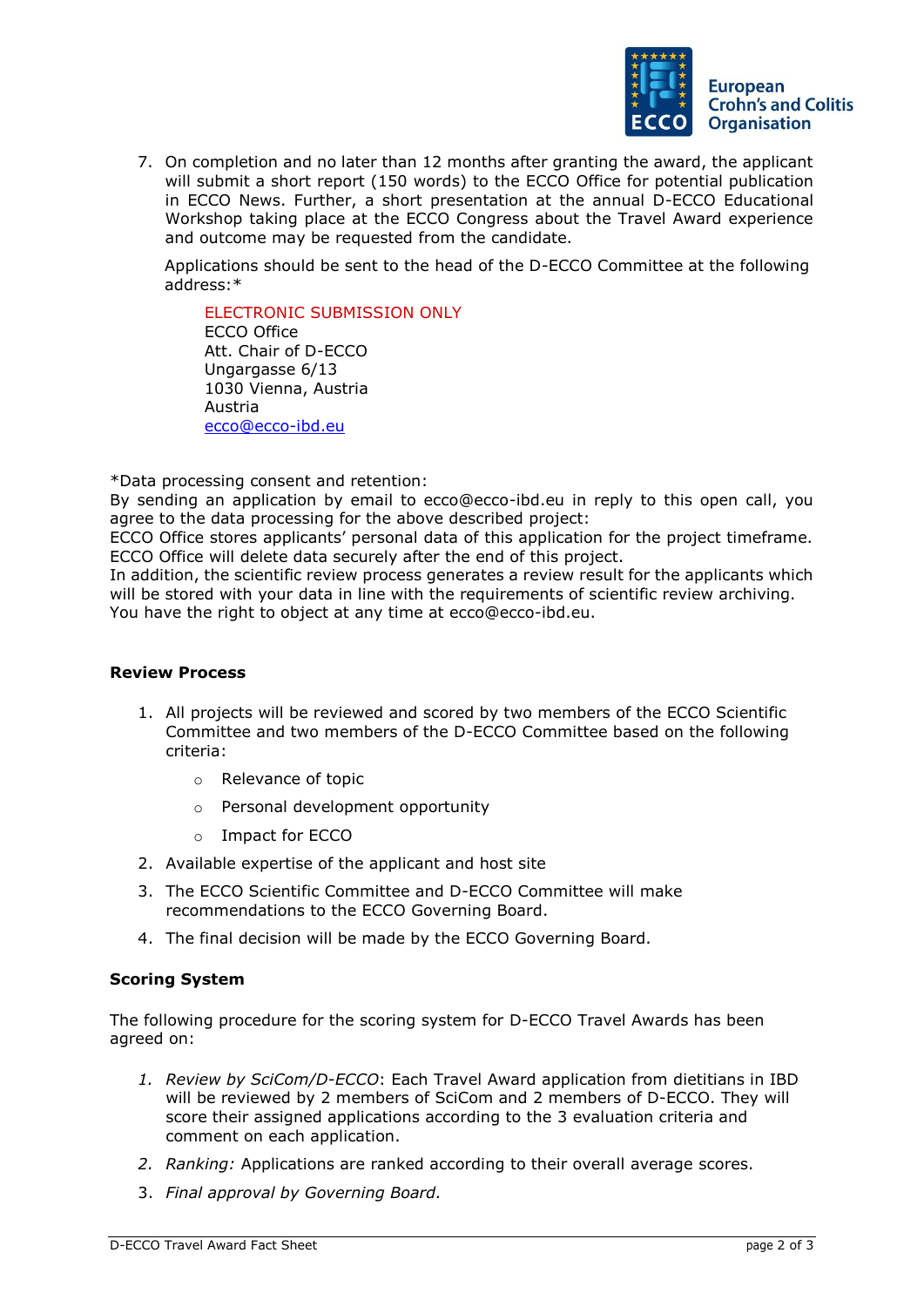7. On completion and no later than 12 months after granting the award, the applicant will submit a short report (150 words) to the ECCO Office for potential publication in ECCO News. Further, a short presentation at the annual D-ECCO Educational Workshop taking place at the ECCO Congress about the Travel Award experience and outcome may be requested from the candidate.

Applications should be sent to the head of the D-ECCO Committee at the following address:*

ELECTRONIC SUBMISSION ONLY
ECCO Office
Att. Chair of D-ECCO
Ungargasse 6/13
1030 Vienna, Austria
Austria
ecco@ecco-ibd.eu

*Data processing consent and retention:
By sending an application by email to ecco@ecco-ibd.eu in reply to this open call, you agree to the data processing for the above described project:
ECCO Office stores applicants' personal data of this application for the project timeframe. ECCO Office will delete data securely after the end of this project.
In addition, the scientific review process generates a review result for the applicants which will be stored with your data in line with the requirements of scientific review archiving.
You have the right to object at any time at ecco@ecco-ibd.eu.

**Review Process**

1. All projects will be reviewed and scored by two members of the ECCO Scientific Committee and two members of the D-ECCO Committee based on the following criteria:
   - Relevance of topic
   - Personal development opportunity
   - Impact for ECCO
2. Available expertise of the applicant and host site
3. The ECCO Scientific Committee and D-ECCO Committee will make recommendations to the ECCO Governing Board.
4. The final decision will be made by the ECCO Governing Board.

**Scoring System**

The following procedure for the scoring system for D-ECCO Travel Awards has been agreed on:

1. *Review by SciCom/D-ECCO*: Each Travel Award application from dietitians in IBD will be reviewed by 2 members of SciCom and 2 members of D-ECCO. They will score their assigned applications according to the 3 evaluation criteria and comment on each application.
2. *Ranking:* Applications are ranked according to their overall average scores.
3. *Final approval by Governing Board.*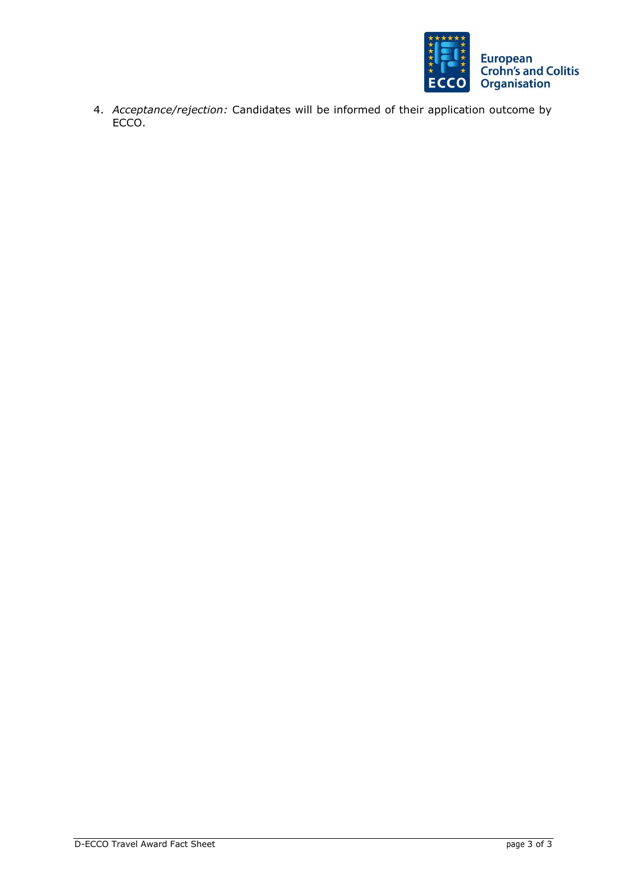4. *Acceptance/rejection:* Candidates will be informed of their application outcome by ECCO.